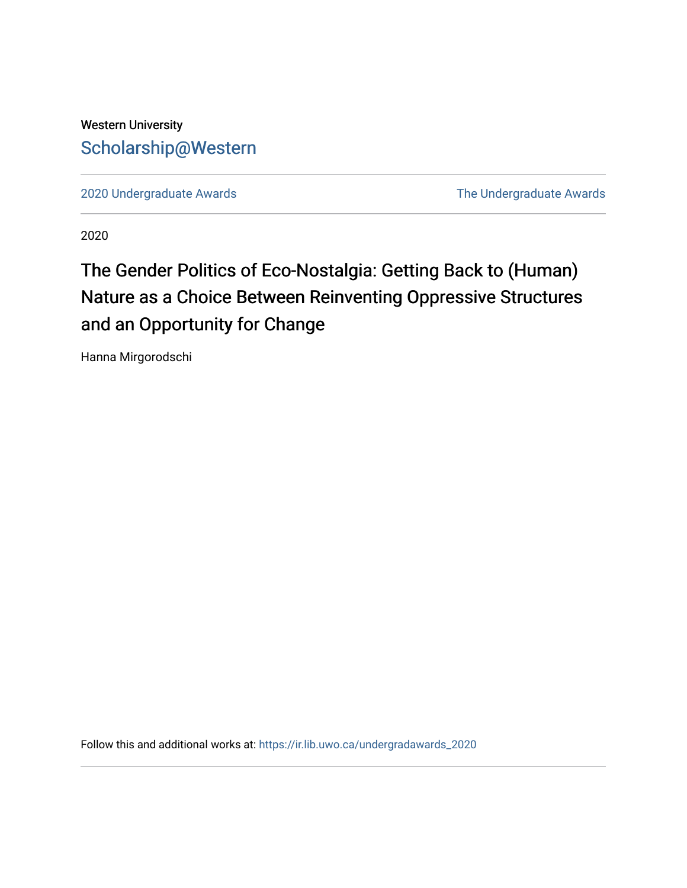Western University

Scholarship@Western

2020 Undergraduate Awards

The Undergraduate Awards

2020

# The Gender Politics of Eco-Nostalgia: Getting Back to (Human) Nature as a Choice Between Reinventing Oppressive Structures and an Opportunity for Change

Hanna Mirgorodschi

Follow this and additional works at: https://ir.lib.uwo.ca/undergradawards_2020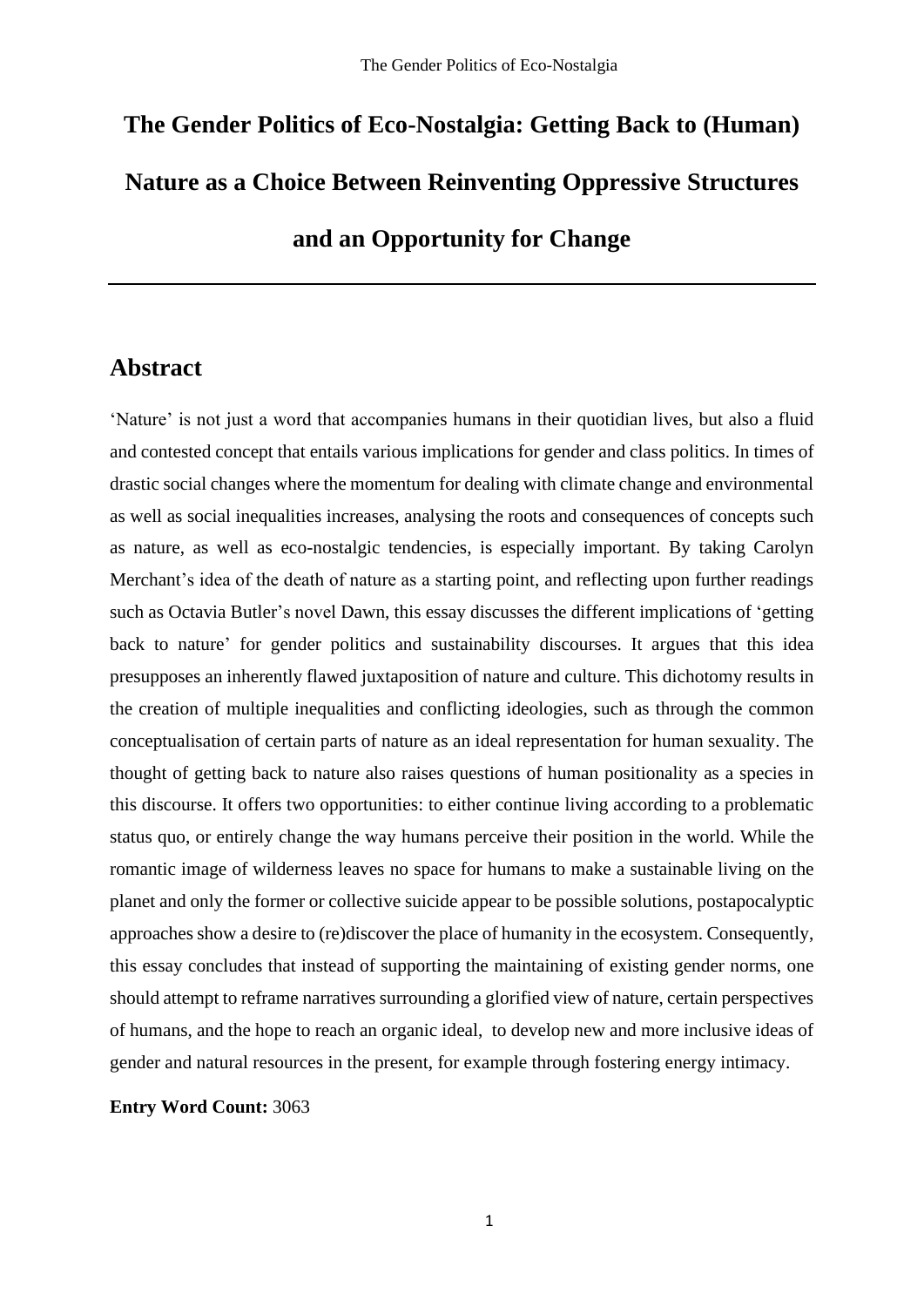# The Gender Politics of Eco-Nostalgia: Getting Back to (Human) Nature as a Choice Between Reinventing Oppressive Structures and an Opportunity for Change

---

## Abstract

'Nature' is not just a word that accompanies humans in their quotidian lives, but also a fluid and contested concept that entails various implications for gender and class politics. In times of drastic social changes where the momentum for dealing with climate change and environmental as well as social inequalities increases, analysing the roots and consequences of concepts such as nature, as well as eco-nostalgic tendencies, is especially important. By taking Carolyn Merchant's idea of the death of nature as a starting point, and reflecting upon further readings such as Octavia Butler's novel Dawn, this essay discusses the different implications of 'getting back to nature' for gender politics and sustainability discourses. It argues that this idea presupposes an inherently flawed juxtaposition of nature and culture. This dichotomy results in the creation of multiple inequalities and conflicting ideologies, such as through the common conceptualisation of certain parts of nature as an ideal representation for human sexuality. The thought of getting back to nature also raises questions of human positionality as a species in this discourse. It offers two opportunities: to either continue living according to a problematic status quo, or entirely change the way humans perceive their position in the world. While the romantic image of wilderness leaves no space for humans to make a sustainable living on the planet and only the former or collective suicide appear to be possible solutions, postapocalyptic approaches show a desire to (re)discover the place of humanity in the ecosystem. Consequently, this essay concludes that instead of supporting the maintaining of existing gender norms, one should attempt to reframe narratives surrounding a glorified view of nature, certain perspectives of humans, and the hope to reach an organic ideal, to develop new and more inclusive ideas of gender and natural resources in the present, for example through fostering energy intimacy.

**Entry Word Count:** 3063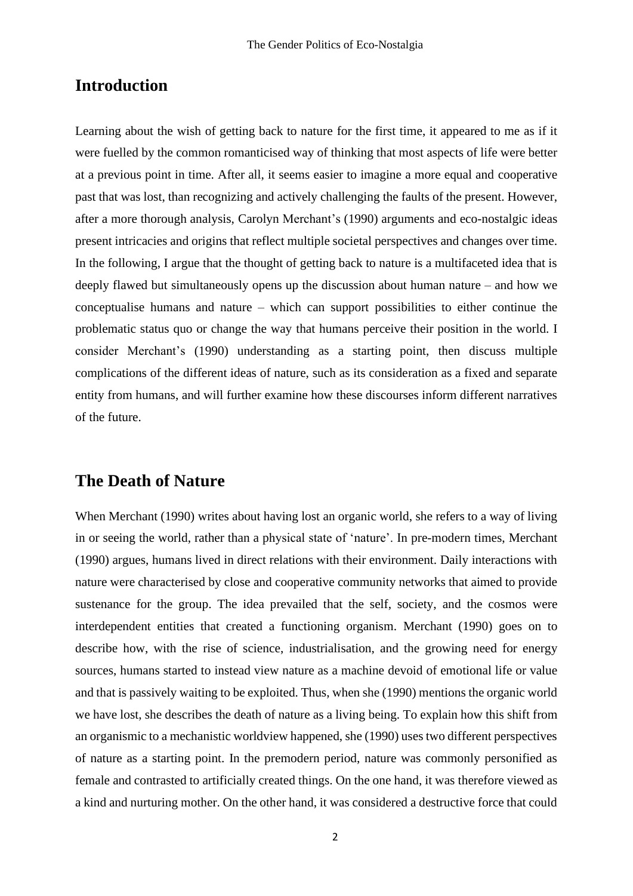## Introduction

Learning about the wish of getting back to nature for the first time, it appeared to me as if it were fuelled by the common romanticised way of thinking that most aspects of life were better at a previous point in time. After all, it seems easier to imagine a more equal and cooperative past that was lost, than recognizing and actively challenging the faults of the present. However, after a more thorough analysis, Carolyn Merchant's (1990) arguments and eco-nostalgic ideas present intricacies and origins that reflect multiple societal perspectives and changes over time. In the following, I argue that the thought of getting back to nature is a multifaceted idea that is deeply flawed but simultaneously opens up the discussion about human nature – and how we conceptualise humans and nature – which can support possibilities to either continue the problematic status quo or change the way that humans perceive their position in the world. I consider Merchant's (1990) understanding as a starting point, then discuss multiple complications of the different ideas of nature, such as its consideration as a fixed and separate entity from humans, and will further examine how these discourses inform different narratives of the future.

## The Death of Nature

When Merchant (1990) writes about having lost an organic world, she refers to a way of living in or seeing the world, rather than a physical state of 'nature'. In pre-modern times, Merchant (1990) argues, humans lived in direct relations with their environment. Daily interactions with nature were characterised by close and cooperative community networks that aimed to provide sustenance for the group. The idea prevailed that the self, society, and the cosmos were interdependent entities that created a functioning organism. Merchant (1990) goes on to describe how, with the rise of science, industrialisation, and the growing need for energy sources, humans started to instead view nature as a machine devoid of emotional life or value and that is passively waiting to be exploited. Thus, when she (1990) mentions the organic world we have lost, she describes the death of nature as a living being. To explain how this shift from an organismic to a mechanistic worldview happened, she (1990) uses two different perspectives of nature as a starting point. In the premodern period, nature was commonly personified as female and contrasted to artificially created things. On the one hand, it was therefore viewed as a kind and nurturing mother. On the other hand, it was considered a destructive force that could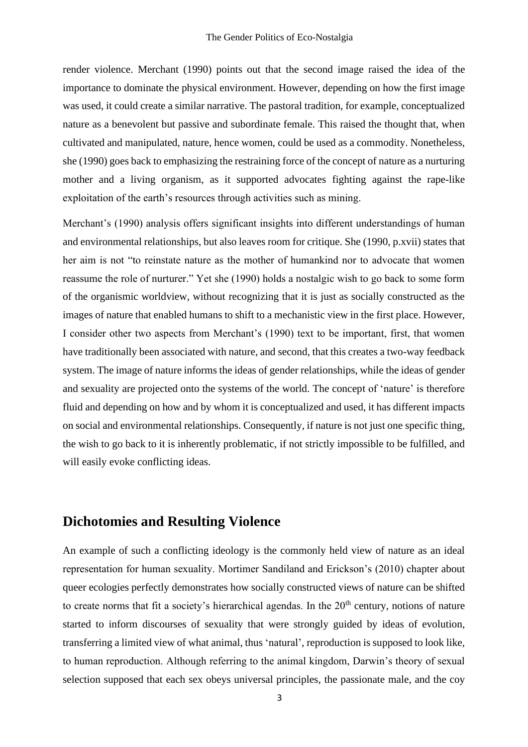render violence. Merchant (1990) points out that the second image raised the idea of the importance to dominate the physical environment. However, depending on how the first image was used, it could create a similar narrative. The pastoral tradition, for example, conceptualized nature as a benevolent but passive and subordinate female. This raised the thought that, when cultivated and manipulated, nature, hence women, could be used as a commodity. Nonetheless, she (1990) goes back to emphasizing the restraining force of the concept of nature as a nurturing mother and a living organism, as it supported advocates fighting against the rape-like exploitation of the earth's resources through activities such as mining.

Merchant's (1990) analysis offers significant insights into different understandings of human and environmental relationships, but also leaves room for critique. She (1990, p.xvii) states that her aim is not "to reinstate nature as the mother of humankind nor to advocate that women reassume the role of nurturer." Yet she (1990) holds a nostalgic wish to go back to some form of the organismic worldview, without recognizing that it is just as socially constructed as the images of nature that enabled humans to shift to a mechanistic view in the first place. However, I consider other two aspects from Merchant's (1990) text to be important, first, that women have traditionally been associated with nature, and second, that this creates a two-way feedback system. The image of nature informs the ideas of gender relationships, while the ideas of gender and sexuality are projected onto the systems of the world. The concept of 'nature' is therefore fluid and depending on how and by whom it is conceptualized and used, it has different impacts on social and environmental relationships. Consequently, if nature is not just one specific thing, the wish to go back to it is inherently problematic, if not strictly impossible to be fulfilled, and will easily evoke conflicting ideas.

## Dichotomies and Resulting Violence

An example of such a conflicting ideology is the commonly held view of nature as an ideal representation for human sexuality. Mortimer Sandiland and Erickson's (2010) chapter about queer ecologies perfectly demonstrates how socially constructed views of nature can be shifted to create norms that fit a society's hierarchical agendas. In the 20th century, notions of nature started to inform discourses of sexuality that were strongly guided by ideas of evolution, transferring a limited view of what animal, thus 'natural', reproduction is supposed to look like, to human reproduction. Although referring to the animal kingdom, Darwin's theory of sexual selection supposed that each sex obeys universal principles, the passionate male, and the coy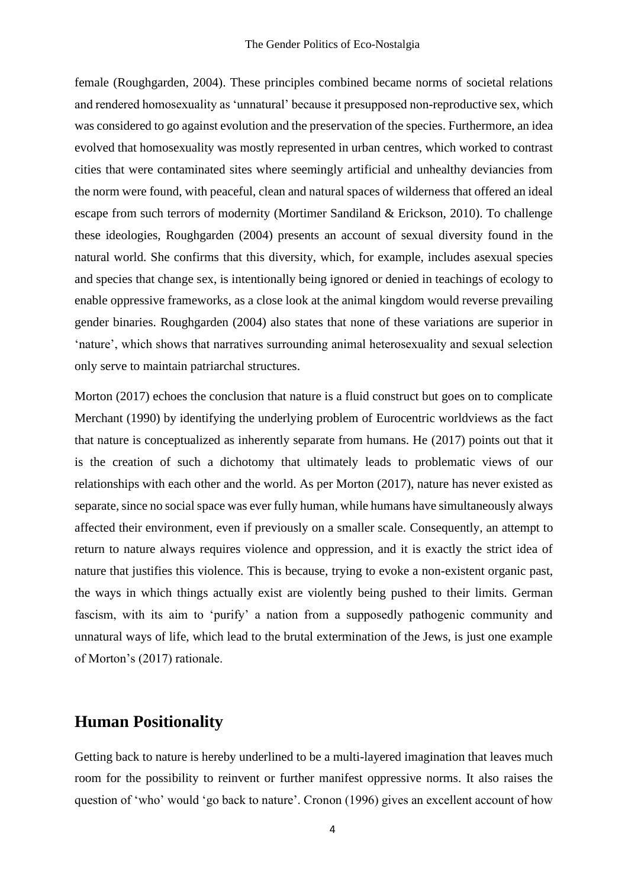female (Roughgarden, 2004). These principles combined became norms of societal relations and rendered homosexuality as 'unnatural' because it presupposed non-reproductive sex, which was considered to go against evolution and the preservation of the species. Furthermore, an idea evolved that homosexuality was mostly represented in urban centres, which worked to contrast cities that were contaminated sites where seemingly artificial and unhealthy deviancies from the norm were found, with peaceful, clean and natural spaces of wilderness that offered an ideal escape from such terrors of modernity (Mortimer Sandiland & Erickson, 2010). To challenge these ideologies, Roughgarden (2004) presents an account of sexual diversity found in the natural world. She confirms that this diversity, which, for example, includes asexual species and species that change sex, is intentionally being ignored or denied in teachings of ecology to enable oppressive frameworks, as a close look at the animal kingdom would reverse prevailing gender binaries. Roughgarden (2004) also states that none of these variations are superior in 'nature', which shows that narratives surrounding animal heterosexuality and sexual selection only serve to maintain patriarchal structures.

Morton (2017) echoes the conclusion that nature is a fluid construct but goes on to complicate Merchant (1990) by identifying the underlying problem of Eurocentric worldviews as the fact that nature is conceptualized as inherently separate from humans. He (2017) points out that it is the creation of such a dichotomy that ultimately leads to problematic views of our relationships with each other and the world. As per Morton (2017), nature has never existed as separate, since no social space was ever fully human, while humans have simultaneously always affected their environment, even if previously on a smaller scale. Consequently, an attempt to return to nature always requires violence and oppression, and it is exactly the strict idea of nature that justifies this violence. This is because, trying to evoke a non-existent organic past, the ways in which things actually exist are violently being pushed to their limits. German fascism, with its aim to 'purify' a nation from a supposedly pathogenic community and unnatural ways of life, which lead to the brutal extermination of the Jews, is just one example of Morton's (2017) rationale.

## Human Positionality

Getting back to nature is hereby underlined to be a multi-layered imagination that leaves much room for the possibility to reinvent or further manifest oppressive norms. It also raises the question of 'who' would 'go back to nature'. Cronon (1996) gives an excellent account of how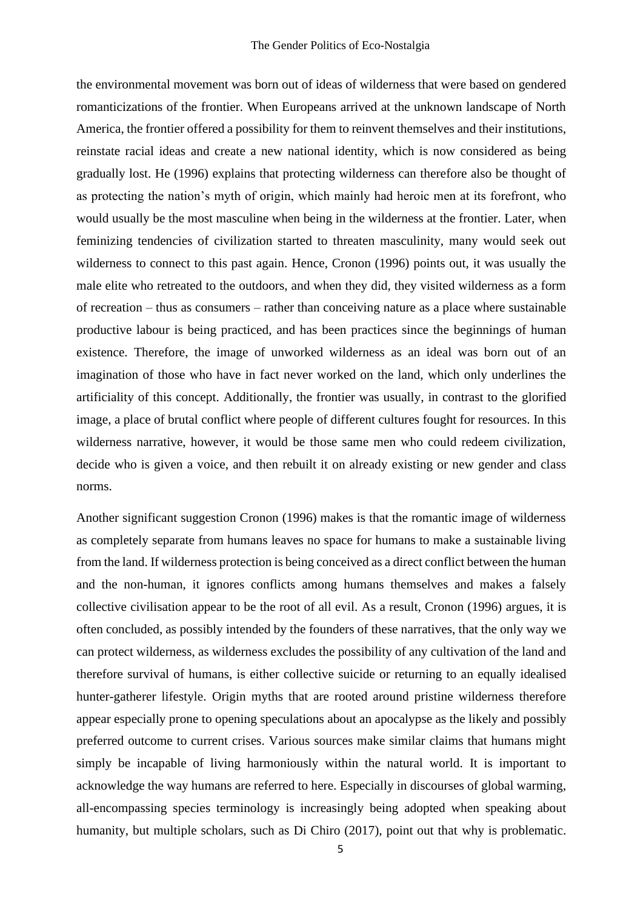the environmental movement was born out of ideas of wilderness that were based on gendered romanticizations of the frontier. When Europeans arrived at the unknown landscape of North America, the frontier offered a possibility for them to reinvent themselves and their institutions, reinstate racial ideas and create a new national identity, which is now considered as being gradually lost. He (1996) explains that protecting wilderness can therefore also be thought of as protecting the nation's myth of origin, which mainly had heroic men at its forefront, who would usually be the most masculine when being in the wilderness at the frontier. Later, when feminizing tendencies of civilization started to threaten masculinity, many would seek out wilderness to connect to this past again. Hence, Cronon (1996) points out, it was usually the male elite who retreated to the outdoors, and when they did, they visited wilderness as a form of recreation – thus as consumers – rather than conceiving nature as a place where sustainable productive labour is being practiced, and has been practices since the beginnings of human existence. Therefore, the image of unworked wilderness as an ideal was born out of an imagination of those who have in fact never worked on the land, which only underlines the artificiality of this concept. Additionally, the frontier was usually, in contrast to the glorified image, a place of brutal conflict where people of different cultures fought for resources. In this wilderness narrative, however, it would be those same men who could redeem civilization, decide who is given a voice, and then rebuilt it on already existing or new gender and class norms.

Another significant suggestion Cronon (1996) makes is that the romantic image of wilderness as completely separate from humans leaves no space for humans to make a sustainable living from the land. If wilderness protection is being conceived as a direct conflict between the human and the non-human, it ignores conflicts among humans themselves and makes a falsely collective civilisation appear to be the root of all evil. As a result, Cronon (1996) argues, it is often concluded, as possibly intended by the founders of these narratives, that the only way we can protect wilderness, as wilderness excludes the possibility of any cultivation of the land and therefore survival of humans, is either collective suicide or returning to an equally idealised hunter-gatherer lifestyle. Origin myths that are rooted around pristine wilderness therefore appear especially prone to opening speculations about an apocalypse as the likely and possibly preferred outcome to current crises. Various sources make similar claims that humans might simply be incapable of living harmoniously within the natural world. It is important to acknowledge the way humans are referred to here. Especially in discourses of global warming, all-encompassing species terminology is increasingly being adopted when speaking about humanity, but multiple scholars, such as Di Chiro (2017), point out that why is problematic.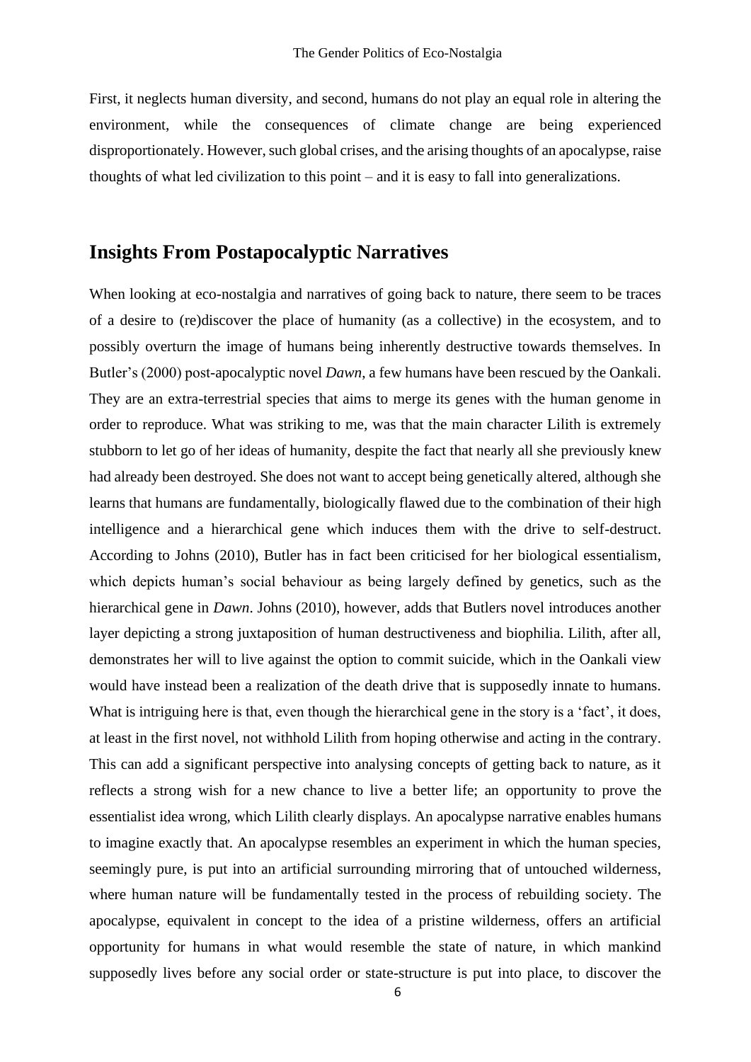First, it neglects human diversity, and second, humans do not play an equal role in altering the environment, while the consequences of climate change are being experienced disproportionately. However, such global crises, and the arising thoughts of an apocalypse, raise thoughts of what led civilization to this point – and it is easy to fall into generalizations.

## Insights From Postapocalyptic Narratives

When looking at eco-nostalgia and narratives of going back to nature, there seem to be traces of a desire to (re)discover the place of humanity (as a collective) in the ecosystem, and to possibly overturn the image of humans being inherently destructive towards themselves. In Butler's (2000) post-apocalyptic novel *Dawn*, a few humans have been rescued by the Oankali. They are an extra-terrestrial species that aims to merge its genes with the human genome in order to reproduce. What was striking to me, was that the main character Lilith is extremely stubborn to let go of her ideas of humanity, despite the fact that nearly all she previously knew had already been destroyed. She does not want to accept being genetically altered, although she learns that humans are fundamentally, biologically flawed due to the combination of their high intelligence and a hierarchical gene which induces them with the drive to self-destruct. According to Johns (2010), Butler has in fact been criticised for her biological essentialism, which depicts human's social behaviour as being largely defined by genetics, such as the hierarchical gene in *Dawn*. Johns (2010), however, adds that Butlers novel introduces another layer depicting a strong juxtaposition of human destructiveness and biophilia. Lilith, after all, demonstrates her will to live against the option to commit suicide, which in the Oankali view would have instead been a realization of the death drive that is supposedly innate to humans. What is intriguing here is that, even though the hierarchical gene in the story is a 'fact', it does, at least in the first novel, not withhold Lilith from hoping otherwise and acting in the contrary. This can add a significant perspective into analysing concepts of getting back to nature, as it reflects a strong wish for a new chance to live a better life; an opportunity to prove the essentialist idea wrong, which Lilith clearly displays. An apocalypse narrative enables humans to imagine exactly that. An apocalypse resembles an experiment in which the human species, seemingly pure, is put into an artificial surrounding mirroring that of untouched wilderness, where human nature will be fundamentally tested in the process of rebuilding society. The apocalypse, equivalent in concept to the idea of a pristine wilderness, offers an artificial opportunity for humans in what would resemble the state of nature, in which mankind supposedly lives before any social order or state-structure is put into place, to discover the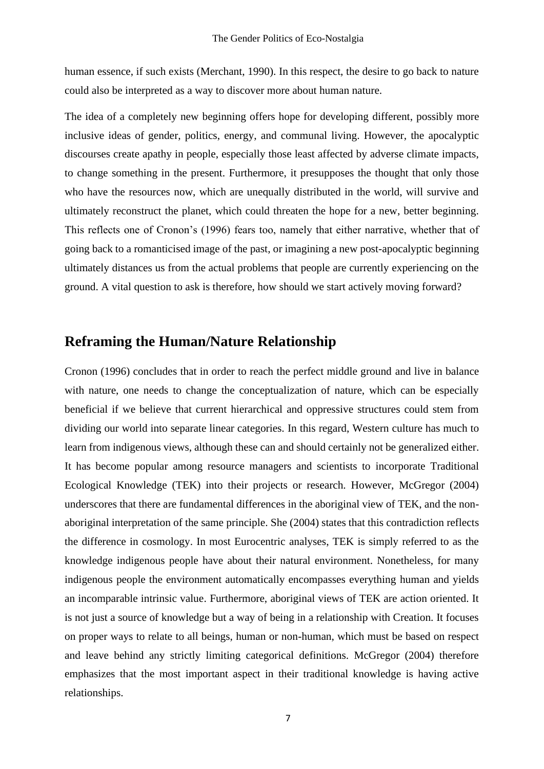human essence, if such exists (Merchant, 1990). In this respect, the desire to go back to nature could also be interpreted as a way to discover more about human nature.

The idea of a completely new beginning offers hope for developing different, possibly more inclusive ideas of gender, politics, energy, and communal living. However, the apocalyptic discourses create apathy in people, especially those least affected by adverse climate impacts, to change something in the present. Furthermore, it presupposes the thought that only those who have the resources now, which are unequally distributed in the world, will survive and ultimately reconstruct the planet, which could threaten the hope for a new, better beginning. This reflects one of Cronon's (1996) fears too, namely that either narrative, whether that of going back to a romanticised image of the past, or imagining a new post-apocalyptic beginning ultimately distances us from the actual problems that people are currently experiencing on the ground. A vital question to ask is therefore, how should we start actively moving forward?

## Reframing the Human/Nature Relationship

Cronon (1996) concludes that in order to reach the perfect middle ground and live in balance with nature, one needs to change the conceptualization of nature, which can be especially beneficial if we believe that current hierarchical and oppressive structures could stem from dividing our world into separate linear categories. In this regard, Western culture has much to learn from indigenous views, although these can and should certainly not be generalized either. It has become popular among resource managers and scientists to incorporate Traditional Ecological Knowledge (TEK) into their projects or research. However, McGregor (2004) underscores that there are fundamental differences in the aboriginal view of TEK, and the non-aboriginal interpretation of the same principle. She (2004) states that this contradiction reflects the difference in cosmology. In most Eurocentric analyses, TEK is simply referred to as the knowledge indigenous people have about their natural environment. Nonetheless, for many indigenous people the environment automatically encompasses everything human and yields an incomparable intrinsic value. Furthermore, aboriginal views of TEK are action oriented. It is not just a source of knowledge but a way of being in a relationship with Creation. It focuses on proper ways to relate to all beings, human or non-human, which must be based on respect and leave behind any strictly limiting categorical definitions. McGregor (2004) therefore emphasizes that the most important aspect in their traditional knowledge is having active relationships.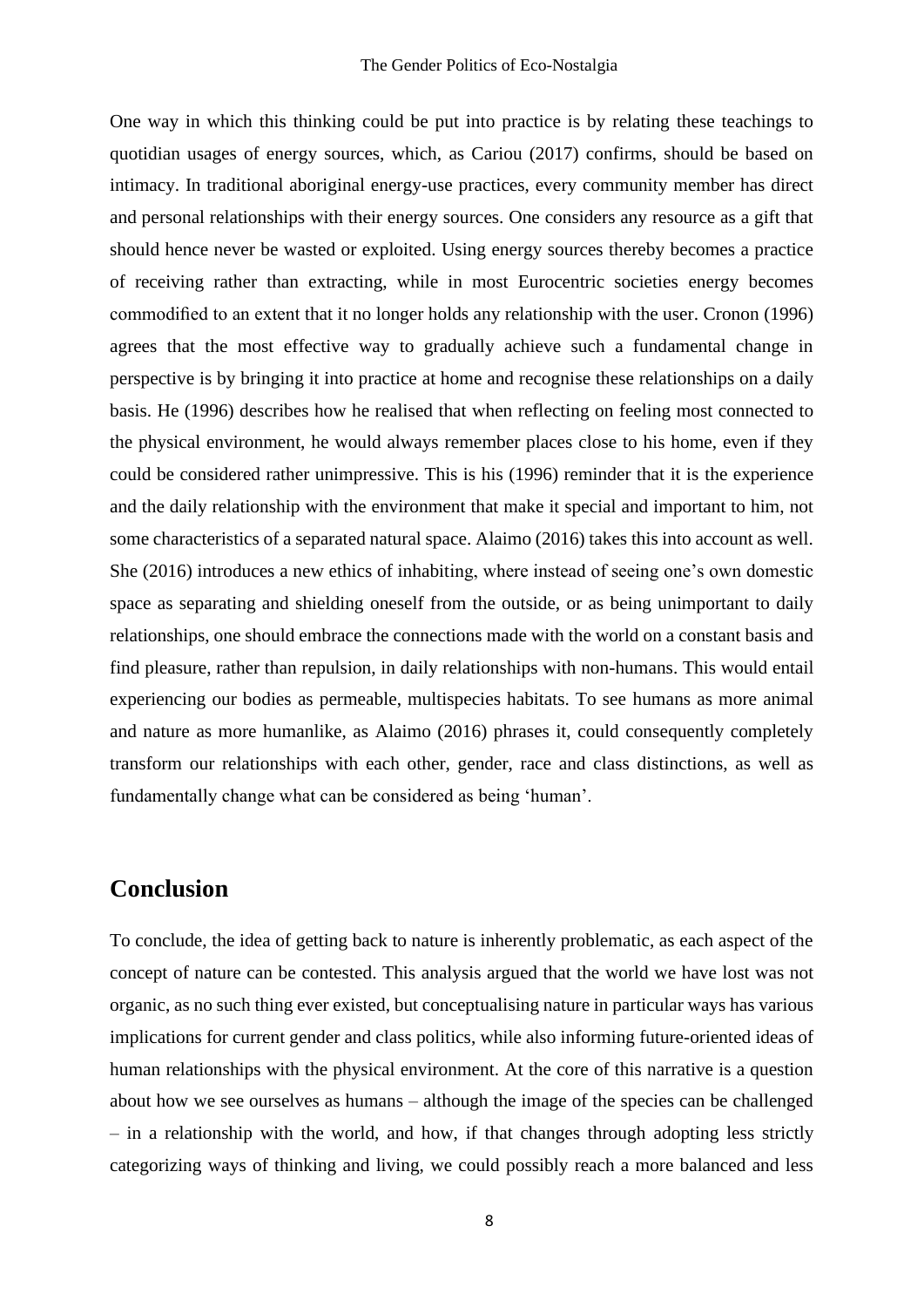One way in which this thinking could be put into practice is by relating these teachings to quotidian usages of energy sources, which, as Cariou (2017) confirms, should be based on intimacy. In traditional aboriginal energy-use practices, every community member has direct and personal relationships with their energy sources. One considers any resource as a gift that should hence never be wasted or exploited. Using energy sources thereby becomes a practice of receiving rather than extracting, while in most Eurocentric societies energy becomes commodified to an extent that it no longer holds any relationship with the user. Cronon (1996) agrees that the most effective way to gradually achieve such a fundamental change in perspective is by bringing it into practice at home and recognise these relationships on a daily basis. He (1996) describes how he realised that when reflecting on feeling most connected to the physical environment, he would always remember places close to his home, even if they could be considered rather unimpressive. This is his (1996) reminder that it is the experience and the daily relationship with the environment that make it special and important to him, not some characteristics of a separated natural space. Alaimo (2016) takes this into account as well. She (2016) introduces a new ethics of inhabiting, where instead of seeing one's own domestic space as separating and shielding oneself from the outside, or as being unimportant to daily relationships, one should embrace the connections made with the world on a constant basis and find pleasure, rather than repulsion, in daily relationships with non-humans. This would entail experiencing our bodies as permeable, multispecies habitats. To see humans as more animal and nature as more humanlike, as Alaimo (2016) phrases it, could consequently completely transform our relationships with each other, gender, race and class distinctions, as well as fundamentally change what can be considered as being 'human'.

## Conclusion

To conclude, the idea of getting back to nature is inherently problematic, as each aspect of the concept of nature can be contested. This analysis argued that the world we have lost was not organic, as no such thing ever existed, but conceptualising nature in particular ways has various implications for current gender and class politics, while also informing future-oriented ideas of human relationships with the physical environment. At the core of this narrative is a question about how we see ourselves as humans – although the image of the species can be challenged – in a relationship with the world, and how, if that changes through adopting less strictly categorizing ways of thinking and living, we could possibly reach a more balanced and less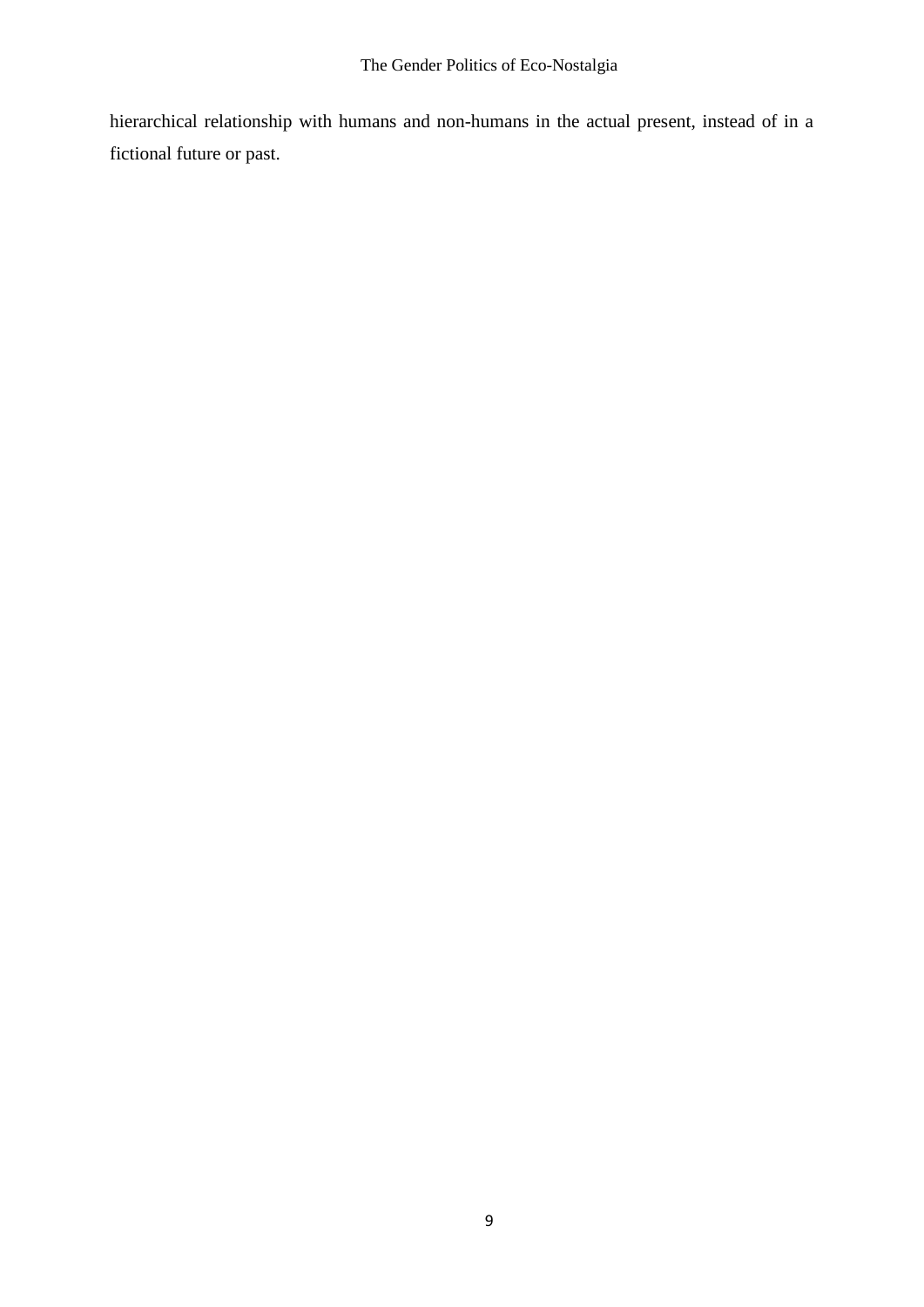hierarchical relationship with humans and non-humans in the actual present, instead of in a fictional future or past.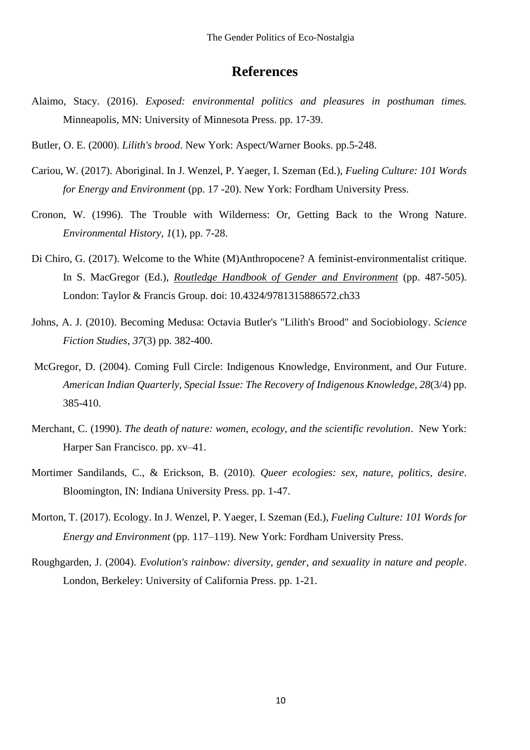# References

Alaimo, Stacy. (2016). *Exposed: environmental politics and pleasures in posthuman times.* Minneapolis, MN: University of Minnesota Press. pp. 17-39.

Butler, O. E. (2000). *Lilith's brood*. New York: Aspect/Warner Books. pp.5-248.

Cariou, W. (2017). Aboriginal. In J. Wenzel, P. Yaeger, I. Szeman (Ed.), *Fueling Culture: 101 Words for Energy and Environment* (pp. 17 -20). New York: Fordham University Press.

Cronon, W. (1996). The Trouble with Wilderness: Or, Getting Back to the Wrong Nature. *Environmental History, 1*(1), pp. 7-28.

Di Chiro, G. (2017). Welcome to the White (M)Anthropocene? A feminist-environmentalist critique. In S. MacGregor (Ed.), *Routledge Handbook of Gender and Environment* (pp. 487-505). London: Taylor & Francis Group. doi: 10.4324/9781315886572.ch33

Johns, A. J. (2010). Becoming Medusa: Octavia Butler's "Lilith's Brood" and Sociobiology. *Science Fiction Studies, 37*(3) pp. 382-400.

McGregor, D. (2004). Coming Full Circle: Indigenous Knowledge, Environment, and Our Future. *American Indian Quarterly, Special Issue: The Recovery of Indigenous Knowledge, 28*(3/4) pp. 385-410.

Merchant, C. (1990). *The death of nature: women, ecology, and the scientific revolution*. New York: Harper San Francisco. pp. xv–41.

Mortimer Sandilands, C., & Erickson, B. (2010). *Queer ecologies: sex, nature, politics, desire*. Bloomington, IN: Indiana University Press. pp. 1-47.

Morton, T. (2017). Ecology. In J. Wenzel, P. Yaeger, I. Szeman (Ed.), *Fueling Culture: 101 Words for Energy and Environment* (pp. 117–119). New York: Fordham University Press.

Roughgarden, J. (2004). *Evolution's rainbow: diversity, gender, and sexuality in nature and people*. London, Berkeley: University of California Press. pp. 1-21.